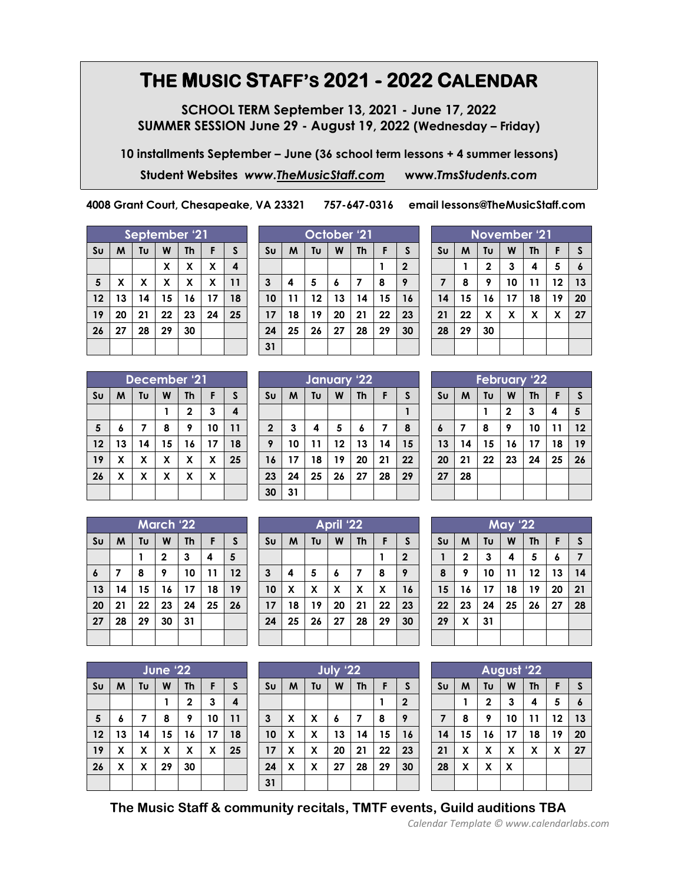# THE MUSIC STAFF's 2021 - 2022 CALENDAR

**SCHOOL TERM September 13, 2021 - June 17, 2022**
**SUMMER SESSION June 29 - August 19, 2022 (Wednesday – Friday)**

**10 installments September – June (36 school term lessons + 4 summer lessons)**

**Student Websites *www.TheMusicStaff.com* *www.TmsStudents.com***

**4008 Grant Court, Chesapeake, VA 23321 757-647-0316 email lessons@TheMusicStaff.com**

**September '21**

| Su | M | Tu | W | Th | F | S |
|---|---|---|---|---|---|---|
| | | | X | X | X | 4 |
| 5 | X | X | X | X | X | 11 |
| 12 | 13 | 14 | 15 | 16 | 17 | 18 |
| 19 | 20 | 21 | 22 | 23 | 24 | 25 |
| 26 | 27 | 28 | 29 | 30 | | |

**October '21**

| Su | M | Tu | W | Th | F | S |
|---|---|---|---|---|---|---|
| | | | | | 1 | 2 |
| 3 | 4 | 5 | 6 | 7 | 8 | 9 |
| 10 | 11 | 12 | 13 | 14 | 15 | 16 |
| 17 | 18 | 19 | 20 | 21 | 22 | 23 |
| 24 | 25 | 26 | 27 | 28 | 29 | 30 |
| 31 | | | | | | |

**November '21**

| Su | M | Tu | W | Th | F | S |
|---|---|---|---|---|---|---|
| | 1 | 2 | 3 | 4 | 5 | 6 |
| 7 | 8 | 9 | 10 | 11 | 12 | 13 |
| 14 | 15 | 16 | 17 | 18 | 19 | 20 |
| 21 | 22 | X | X | X | X | 27 |
| 28 | 29 | 30 | | | | |

**December '21**

| Su | M | Tu | W | Th | F | S |
|---|---|---|---|---|---|---|
| | | | 1 | 2 | 3 | 4 |
| 5 | 6 | 7 | 8 | 9 | 10 | 11 |
| 12 | 13 | 14 | 15 | 16 | 17 | 18 |
| 19 | X | X | X | X | X | 25 |
| 26 | X | X | X | X | X | |

**January '22**

| Su | M | Tu | W | Th | F | S |
|---|---|---|---|---|---|---|
| | | | | | | 1 |
| 2 | 3 | 4 | 5 | 6 | 7 | 8 |
| 9 | 10 | 11 | 12 | 13 | 14 | 15 |
| 16 | 17 | 18 | 19 | 20 | 21 | 22 |
| 23 | 24 | 25 | 26 | 27 | 28 | 29 |
| 30 | 31 | | | | | |

**February '22**

| Su | M | Tu | W | Th | F | S |
|---|---|---|---|---|---|---|
| | | 1 | 2 | 3 | 4 | 5 |
| 6 | 7 | 8 | 9 | 10 | 11 | 12 |
| 13 | 14 | 15 | 16 | 17 | 18 | 19 |
| 20 | 21 | 22 | 23 | 24 | 25 | 26 |
| 27 | 28 | | | | | |

**March '22**

| Su | M | Tu | W | Th | F | S |
|---|---|---|---|---|---|---|
| | | 1 | 2 | 3 | 4 | 5 |
| 6 | 7 | 8 | 9 | 10 | 11 | 12 |
| 13 | 14 | 15 | 16 | 17 | 18 | 19 |
| 20 | 21 | 22 | 23 | 24 | 25 | 26 |
| 27 | 28 | 29 | 30 | 31 | | |

**April '22**

| Su | M | Tu | W | Th | F | S |
|---|---|---|---|---|---|---|
| | | | | | 1 | 2 |
| 3 | 4 | 5 | 6 | 7 | 8 | 9 |
| 10 | X | X | X | X | X | 16 |
| 17 | 18 | 19 | 20 | 21 | 22 | 23 |
| 24 | 25 | 26 | 27 | 28 | 29 | 30 |

**May '22**

| Su | M | Tu | W | Th | F | S |
|---|---|---|---|---|---|---|
| 1 | 2 | 3 | 4 | 5 | 6 | 7 |
| 8 | 9 | 10 | 11 | 12 | 13 | 14 |
| 15 | 16 | 17 | 18 | 19 | 20 | 21 |
| 22 | 23 | 24 | 25 | 26 | 27 | 28 |
| 29 | X | 31 | | | | |

**June '22**

| Su | M | Tu | W | Th | F | S |
|---|---|---|---|---|---|---|
| | | | 1 | 2 | 3 | 4 |
| 5 | 6 | 7 | 8 | 9 | 10 | 11 |
| 12 | 13 | 14 | 15 | 16 | 17 | 18 |
| 19 | X | X | X | X | X | 25 |
| 26 | X | X | 29 | 30 | | |

**July '22**

| Su | M | Tu | W | Th | F | S |
|---|---|---|---|---|---|---|
| | | | | | 1 | 2 |
| 3 | X | X | 6 | 7 | 8 | 9 |
| 10 | X | X | 13 | 14 | 15 | 16 |
| 17 | X | X | 20 | 21 | 22 | 23 |
| 24 | X | X | 27 | 28 | 29 | 30 |
| 31 | | | | | | |

**August '22**

| Su | M | Tu | W | Th | F | S |
|---|---|---|---|---|---|---|
| | 1 | 2 | 3 | 4 | 5 | 6 |
| 7 | 8 | 9 | 10 | 11 | 12 | 13 |
| 14 | 15 | 16 | 17 | 18 | 19 | 20 |
| 21 | X | X | X | X | X | 27 |
| 28 | X | X | X | | | |

**The Music Staff & community recitals, TMTF events, Guild auditions TBA**

*Calendar Template © www.calendarlabs.com*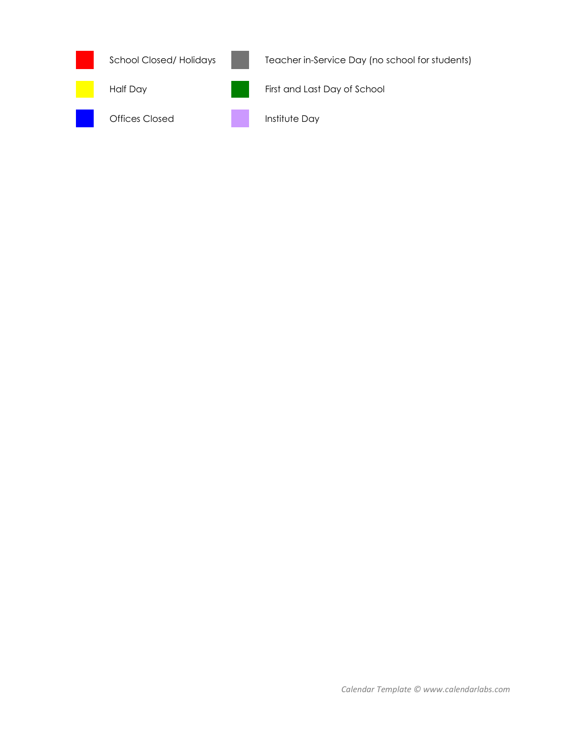School Closed/ Holidays

Half Day

Offices Closed

Teacher in-Service Day (no school for students)

First and Last Day of School

Institute Day

*Calendar Template © www.calendarlabs.com*